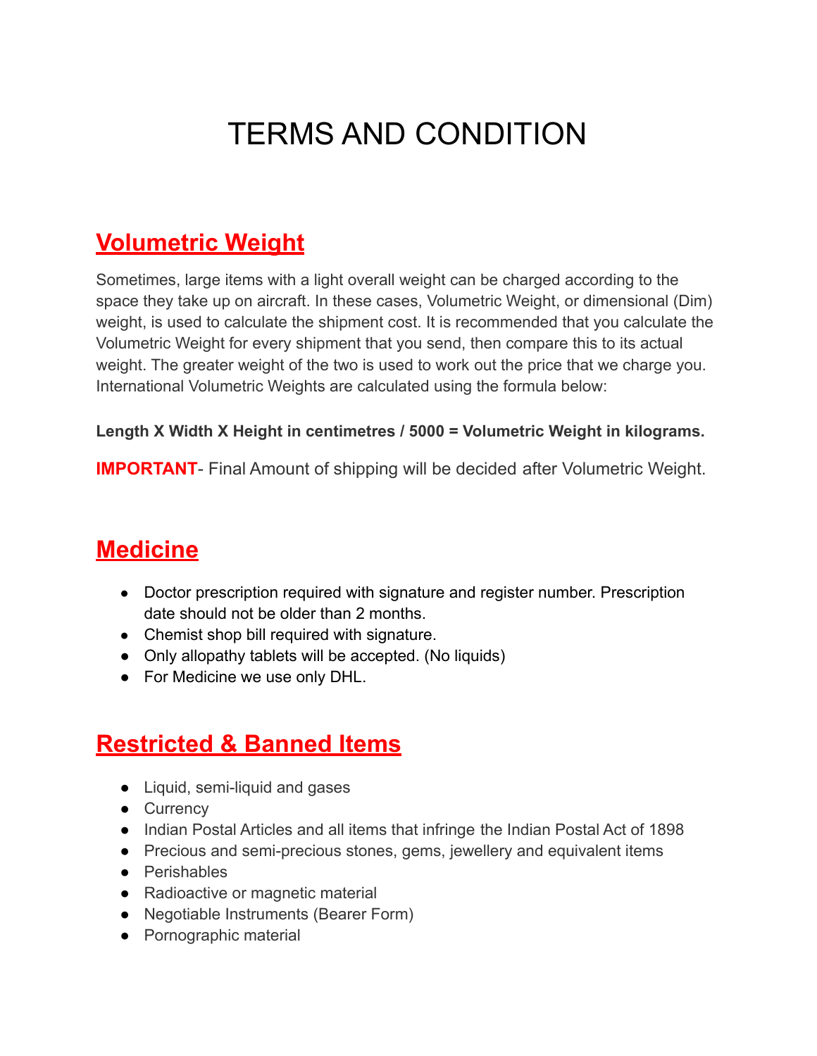# TERMS AND CONDITION

## Volumetric Weight

Sometimes, large items with a light overall weight can be charged according to the space they take up on aircraft. In these cases, Volumetric Weight, or dimensional (Dim) weight, is used to calculate the shipment cost. It is recommended that you calculate the Volumetric Weight for every shipment that you send, then compare this to its actual weight. The greater weight of the two is used to work out the price that we charge you. International Volumetric Weights are calculated using the formula below:

**Length X Width X Height in centimetres / 5000 = Volumetric Weight in kilograms.**

**IMPORTANT**- Final Amount of shipping will be decided after Volumetric Weight.

## Medicine

- Doctor prescription required with signature and register number. Prescription date should not be older than 2 months.
- Chemist shop bill required with signature.
- Only allopathy tablets will be accepted. (No liquids)
- For Medicine we use only DHL.

## Restricted & Banned Items

- Liquid, semi-liquid and gases
- Currency
- Indian Postal Articles and all items that infringe the Indian Postal Act of 1898
- Precious and semi-precious stones, gems, jewellery and equivalent items
- Perishables
- Radioactive or magnetic material
- Negotiable Instruments (Bearer Form)
- Pornographic material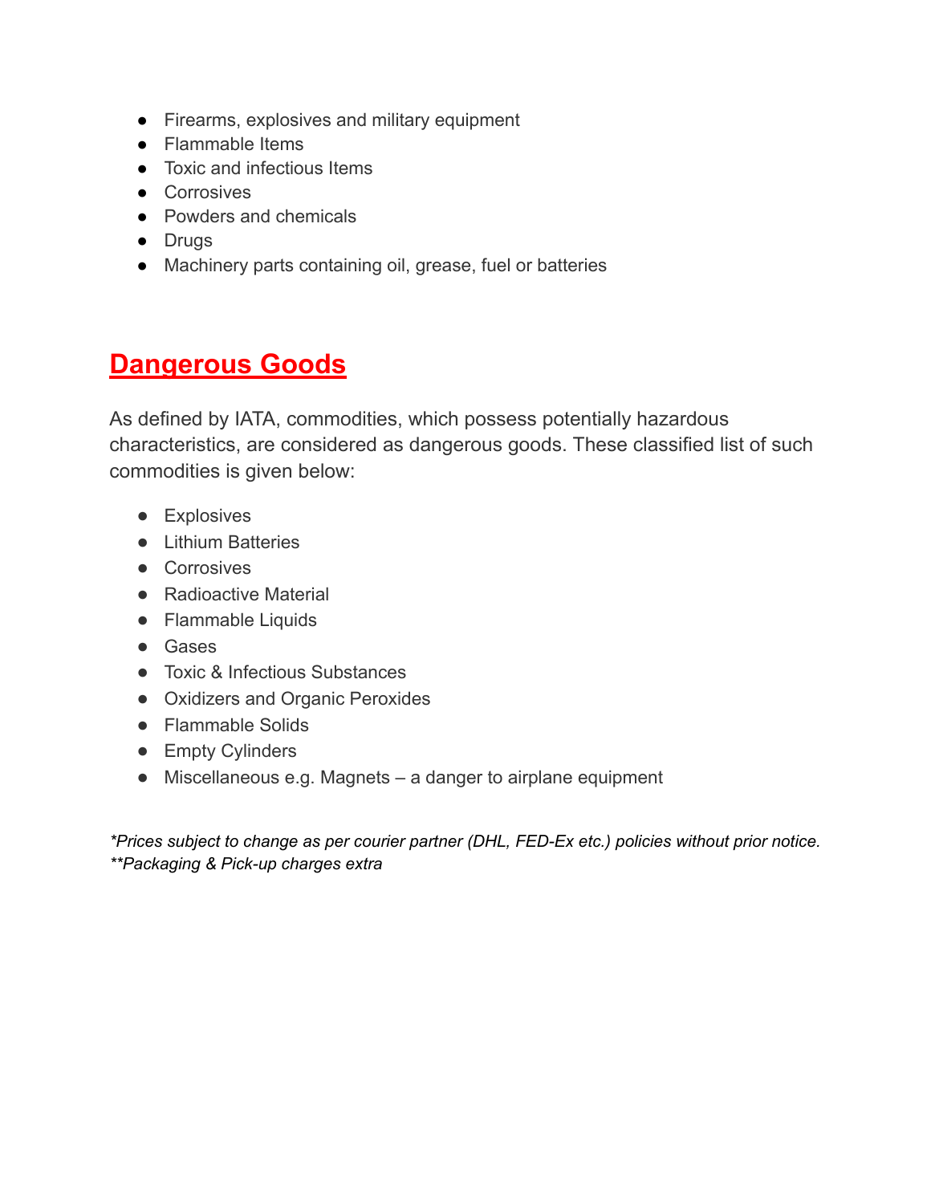- Firearms, explosives and military equipment
- Flammable Items
- Toxic and infectious Items
- Corrosives
- Powders and chemicals
- Drugs
- Machinery parts containing oil, grease, fuel or batteries

## Dangerous Goods

As defined by IATA, commodities, which possess potentially hazardous characteristics, are considered as dangerous goods. These classified list of such commodities is given below:

- Explosives
- Lithium Batteries
- Corrosives
- Radioactive Material
- Flammable Liquids
- Gases
- Toxic & Infectious Substances
- Oxidizers and Organic Peroxides
- Flammable Solids
- Empty Cylinders
- Miscellaneous e.g. Magnets – a danger to airplane equipment

*\*Prices subject to change as per courier partner (DHL, FED-Ex etc.) policies without prior notice.*
*\*\*Packaging & Pick-up charges extra*